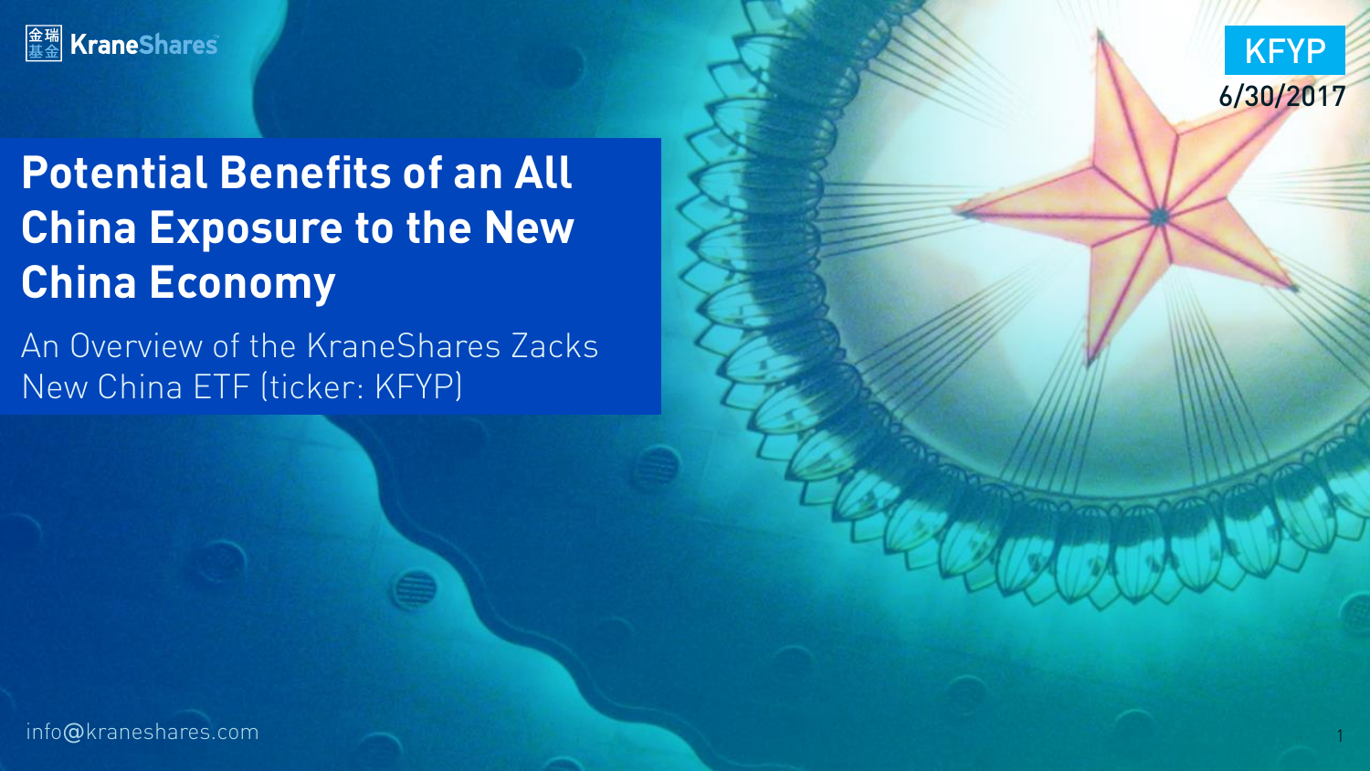KraneShares

KFYP
6/30/2017

# Potential Benefits of an All China Exposure to the New China Economy

An Overview of the KraneShares Zacks New China ETF (ticker: KFYP)

info@kraneshares.com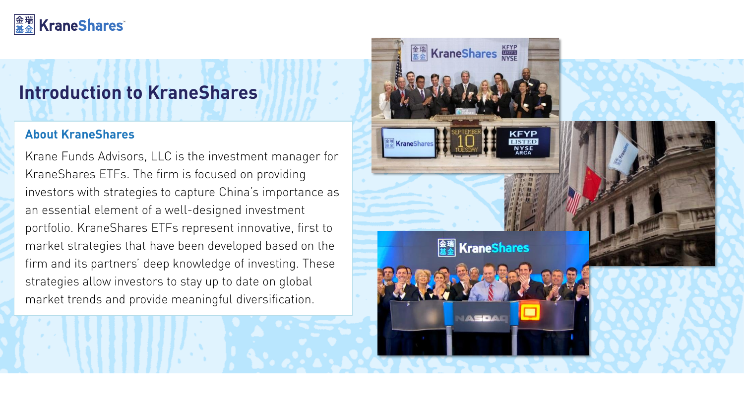# Introduction to KraneShares

## About KraneShares

Krane Funds Advisors, LLC is the investment manager for KraneShares ETFs. The firm is focused on providing investors with strategies to capture China's importance as an essential element of a well-designed investment portfolio. KraneShares ETFs represent innovative, first to market strategies that have been developed based on the firm and its partners' deep knowledge of investing. These strategies allow investors to stay up to date on global market trends and provide meaningful diversification.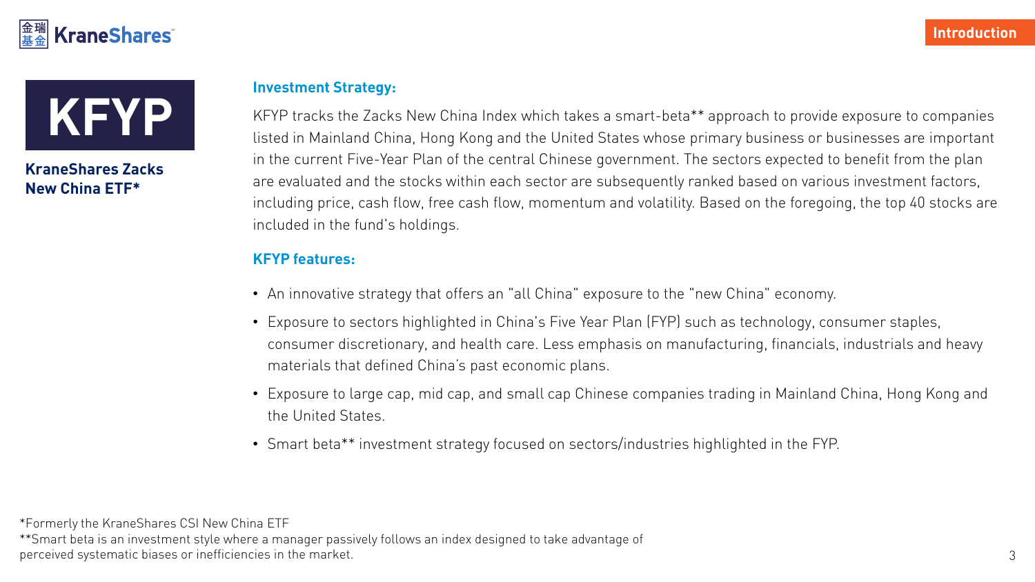# KFYP

**KraneShares Zacks New China ETF***

### Investment Strategy:

KFYP tracks the Zacks New China Index which takes a smart-beta** approach to provide exposure to companies listed in Mainland China, Hong Kong and the United States whose primary business or businesses are important in the current Five-Year Plan of the central Chinese government. The sectors expected to benefit from the plan are evaluated and the stocks within each sector are subsequently ranked based on various investment factors, including price, cash flow, free cash flow, momentum and volatility. Based on the foregoing, the top 40 stocks are included in the fund's holdings.

### KFYP features:

- An innovative strategy that offers an "all China" exposure to the "new China" economy.
- Exposure to sectors highlighted in China's Five Year Plan (FYP) such as technology, consumer staples, consumer discretionary, and health care. Less emphasis on manufacturing, financials, industrials and heavy materials that defined China's past economic plans.
- Exposure to large cap, mid cap, and small cap Chinese companies trading in Mainland China, Hong Kong and the United States.
- Smart beta** investment strategy focused on sectors/industries highlighted in the FYP.

*Formerly the KraneShares CSI New China ETF

**Smart beta is an investment style where a manager passively follows an index designed to take advantage of perceived systematic biases or inefficiencies in the market.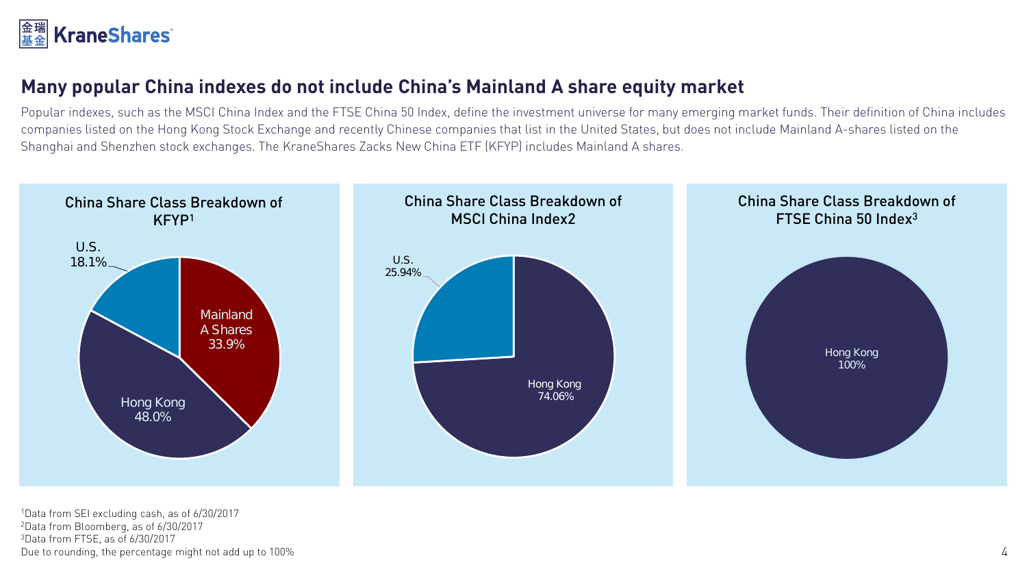## Many popular China indexes do not include China's Mainland A share equity market

Popular indexes, such as the MSCI China Index and the FTSE China 50 Index, define the investment universe for many emerging market funds. Their definition of China includes companies listed on the Hong Kong Stock Exchange and recently Chinese companies that list in the United States, but does not include Mainland A-shares listed on the Shanghai and Shenzhen stock exchanges. The KraneShares Zacks New China ETF (KFYP) includes Mainland A shares.

**China Share Class Breakdown of KFYP[1]**

| Share Class | Weight |
| --- | --- |
| Mainland A Shares | 33.9% |
| Hong Kong | 48.0% |
| U.S. | 18.1% |

**China Share Class Breakdown of MSCI China Index2**

| Share Class | Weight |
| --- | --- |
| Hong Kong | 74.06% |
| U.S. | 25.94% |

**China Share Class Breakdown of FTSE China 50 Index[3]**

| Share Class | Weight |
| --- | --- |
| Hong Kong | 100% |

[1]Data from SEI excluding cash, as of 6/30/2017
[2]Data from Bloomberg, as of 6/30/2017
[3]Data from FTSE, as of 6/30/2017
Due to rounding, the percentage might not add up to 100%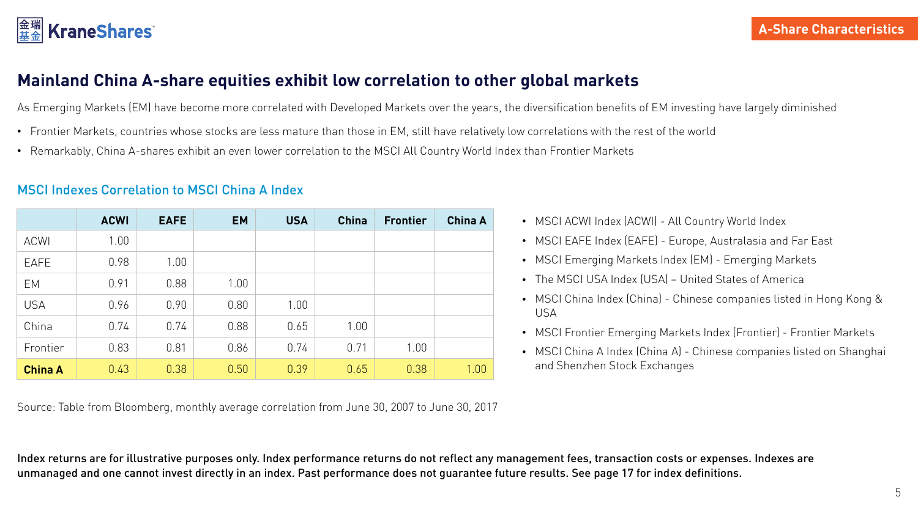## Mainland China A-share equities exhibit low correlation to other global markets

As Emerging Markets (EM) have become more correlated with Developed Markets over the years, the diversification benefits of EM investing have largely diminished

- Frontier Markets, countries whose stocks are less mature than those in EM, still have relatively low correlations with the rest of the world
- Remarkably, China A-shares exhibit an even lower correlation to the MSCI All Country World Index than Frontier Markets

### MSCI Indexes Correlation to MSCI China A Index

| | ACWI | EAFE | EM | USA | China | Frontier | China A |
|---|---|---|---|---|---|---|---|
| ACWI | 1.00 | | | | | | |
| EAFE | 0.98 | 1.00 | | | | | |
| EM | 0.91 | 0.88 | 1.00 | | | | |
| USA | 0.96 | 0.90 | 0.80 | 1.00 | | | |
| China | 0.74 | 0.74 | 0.88 | 0.65 | 1.00 | | |
| Frontier | 0.83 | 0.81 | 0.86 | 0.74 | 0.71 | 1.00 | |
| **China A** | 0.43 | 0.38 | 0.50 | 0.39 | 0.65 | 0.38 | 1.00 |

Source: Table from Bloomberg, monthly average correlation from June 30, 2007 to June 30, 2017

- MSCI ACWI Index (ACWI) - All Country World Index
- MSCI EAFE Index (EAFE) - Europe, Australasia and Far East
- MSCI Emerging Markets Index (EM) - Emerging Markets
- The MSCI USA Index (USA) – United States of America
- MSCI China Index (China) - Chinese companies listed in Hong Kong & USA
- MSCI Frontier Emerging Markets Index (Frontier) - Frontier Markets
- MSCI China A Index (China A) - Chinese companies listed on Shanghai and Shenzhen Stock Exchanges

**Index returns are for illustrative purposes only. Index performance returns do not reflect any management fees, transaction costs or expenses. Indexes are unmanaged and one cannot invest directly in an index. Past performance does not guarantee future results. See page 17 for index definitions.**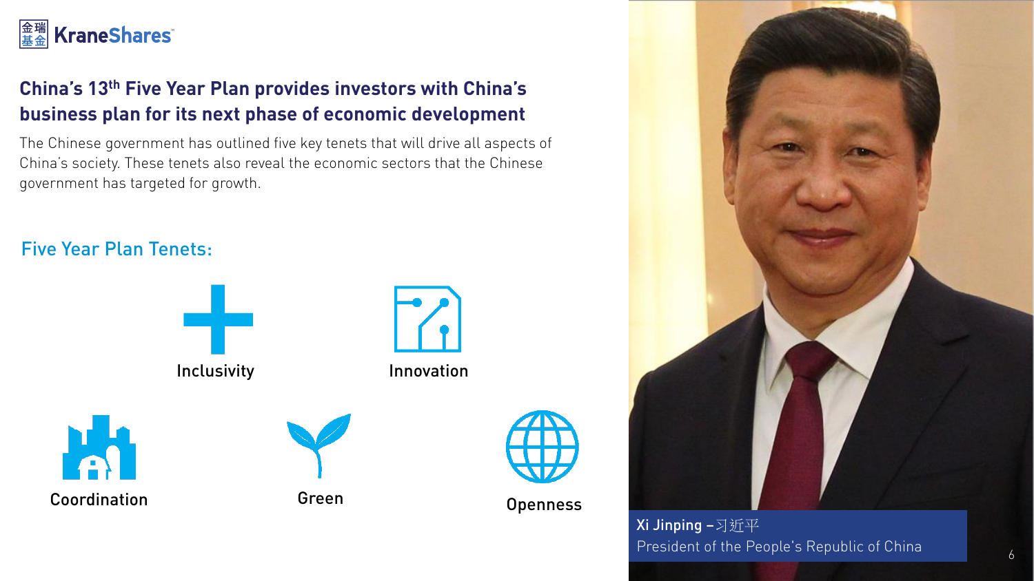金瑞基金 KraneShares

# China's 13th Five Year Plan provides investors with China's business plan for its next phase of economic development

The Chinese government has outlined five key tenets that will drive all aspects of China's society. These tenets also reveal the economic sectors that the Chinese government has targeted for growth.

## Five Year Plan Tenets:

- Inclusivity
- Innovation
- Coordination
- Green
- Openness

Xi Jinping – 习近平
President of the People's Republic of China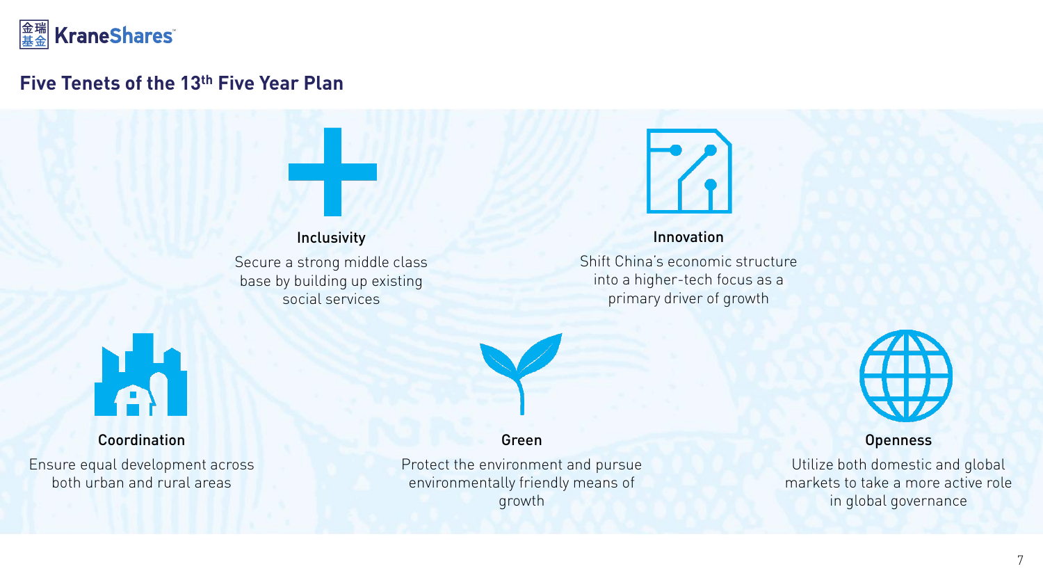## Five Tenets of the 13th Five Year Plan

### Inclusivity

Secure a strong middle class base by building up existing social services

### Innovation

Shift China's economic structure into a higher-tech focus as a primary driver of growth

### Coordination

Ensure equal development across both urban and rural areas

### Green

Protect the environment and pursue environmentally friendly means of growth

### Openness

Utilize both domestic and global markets to take a more active role in global governance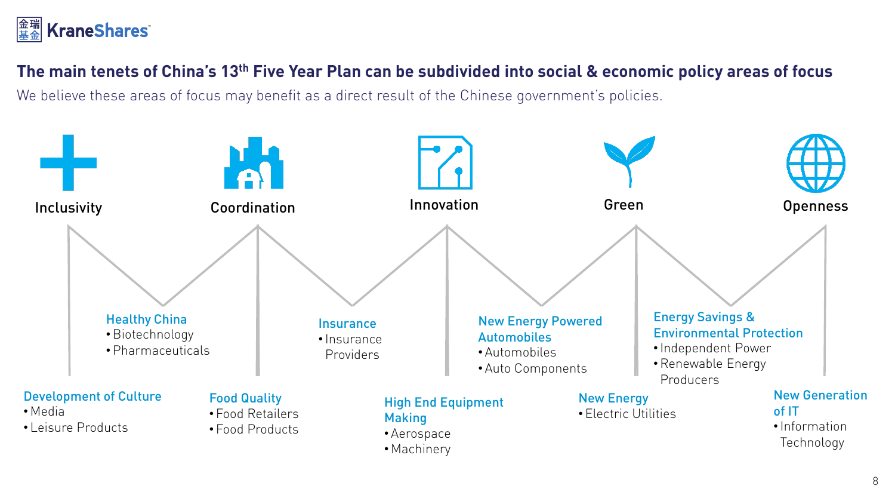## The main tenets of China's 13th Five Year Plan can be subdivided into social & economic policy areas of focus

We believe these areas of focus may benefit as a direct result of the Chinese government's policies.

### Inclusivity

**Development of Culture**
- Media
- Leisure Products

**Healthy China**
- Biotechnology
- Pharmaceuticals

### Coordination

**Food Quality**
- Food Retailers
- Food Products

**Insurance**
- Insurance Providers

### Innovation

**High End Equipment Making**
- Aerospace
- Machinery

**New Energy Powered Automobiles**
- Automobiles
- Auto Components

### Green

**New Energy**
- Electric Utilities

**Energy Savings & Environmental Protection**
- Independent Power
- Renewable Energy Producers

### Openness

**New Generation of IT**
- Information Technology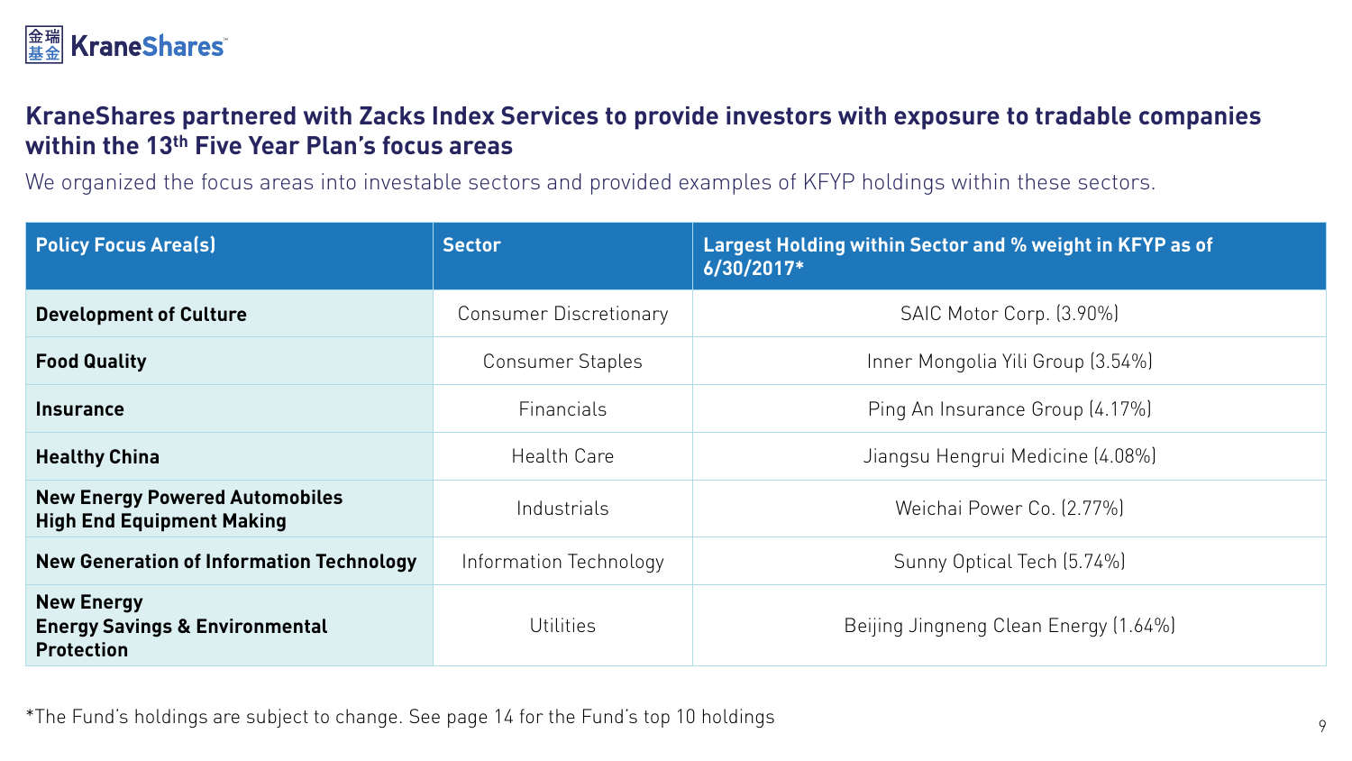## KraneShares partnered with Zacks Index Services to provide investors with exposure to tradable companies within the 13th Five Year Plan's focus areas

We organized the focus areas into investable sectors and provided examples of KFYP holdings within these sectors.

| Policy Focus Area(s) | Sector | Largest Holding within Sector and % weight in KFYP as of 6/30/2017* |
|---|---|---|
| **Development of Culture** | Consumer Discretionary | SAIC Motor Corp. (3.90%) |
| **Food Quality** | Consumer Staples | Inner Mongolia Yili Group (3.54%) |
| **Insurance** | Financials | Ping An Insurance Group (4.17%) |
| **Healthy China** | Health Care | Jiangsu Hengrui Medicine (4.08%) |
| **New Energy Powered Automobiles**<br>**High End Equipment Making** | Industrials | Weichai Power Co. (2.77%) |
| **New Generation of Information Technology** | Information Technology | Sunny Optical Tech (5.74%) |
| **New Energy**<br>**Energy Savings & Environmental Protection** | Utilities | Beijing Jingneng Clean Energy (1.64%) |

*The Fund's holdings are subject to change. See page 14 for the Fund's top 10 holdings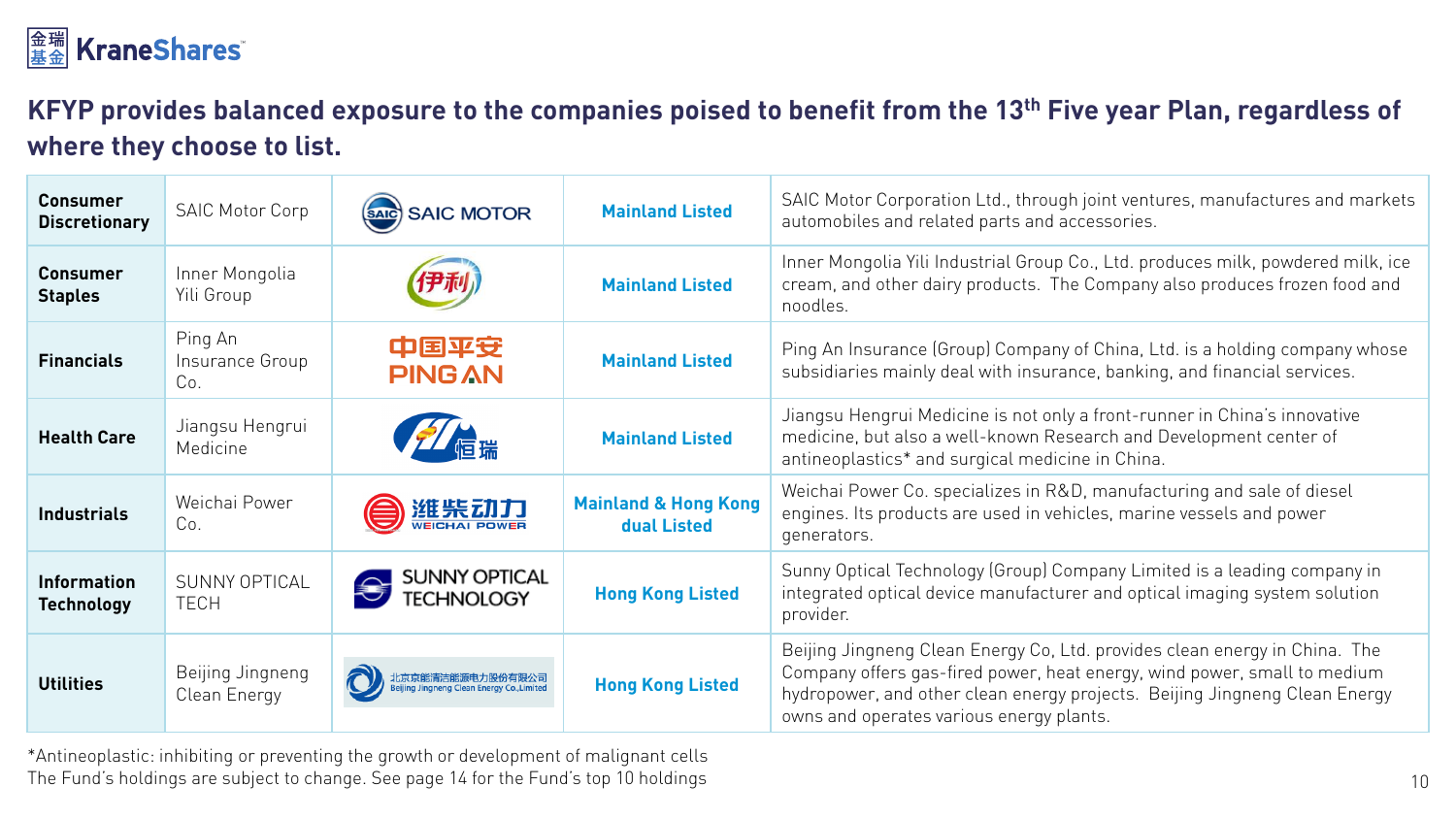## KFYP provides balanced exposure to the companies poised to benefit from the 13th Five year Plan, regardless of where they choose to list.

| Sector | Company | Logo | Listing | Description |
|---|---|---|---|---|
| **Consumer Discretionary** | SAIC Motor Corp | SAIC MOTOR | **Mainland Listed** | SAIC Motor Corporation Ltd., through joint ventures, manufactures and markets automobiles and related parts and accessories. |
| **Consumer Staples** | Inner Mongolia Yili Group | 伊利 | **Mainland Listed** | Inner Mongolia Yili Industrial Group Co., Ltd. produces milk, powdered milk, ice cream, and other dairy products. The Company also produces frozen food and noodles. |
| **Financials** | Ping An Insurance Group Co. | 中国平安 PING AN | **Mainland Listed** | Ping An Insurance (Group) Company of China, Ltd. is a holding company whose subsidiaries mainly deal with insurance, banking, and financial services. |
| **Health Care** | Jiangsu Hengrui Medicine | 恒瑞 | **Mainland Listed** | Jiangsu Hengrui Medicine is not only a front-runner in China's innovative medicine, but also a well-known Research and Development center of antineoplastics* and surgical medicine in China. |
| **Industrials** | Weichai Power Co. | 潍柴动力 WEICHAI POWER | **Mainland & Hong Kong dual Listed** | Weichai Power Co. specializes in R&D, manufacturing and sale of diesel engines. Its products are used in vehicles, marine vessels and power generators. |
| **Information Technology** | SUNNY OPTICAL TECH | SUNNY OPTICAL TECHNOLOGY | **Hong Kong Listed** | Sunny Optical Technology (Group) Company Limited is a leading company in integrated optical device manufacturer and optical imaging system solution provider. |
| **Utilities** | Beijing Jingneng Clean Energy | 北京京能清洁能源电力股份有限公司 Beijing Jingneng Clean Energy Co.,Limited | **Hong Kong Listed** | Beijing Jingneng Clean Energy Co, Ltd. provides clean energy in China. The Company offers gas-fired power, heat energy, wind power, small to medium hydropower, and other clean energy projects. Beijing Jingneng Clean Energy owns and operates various energy plants. |

*Antineoplastic: inhibiting or preventing the growth or development of malignant cells

The Fund's holdings are subject to change. See page 14 for the Fund's top 10 holdings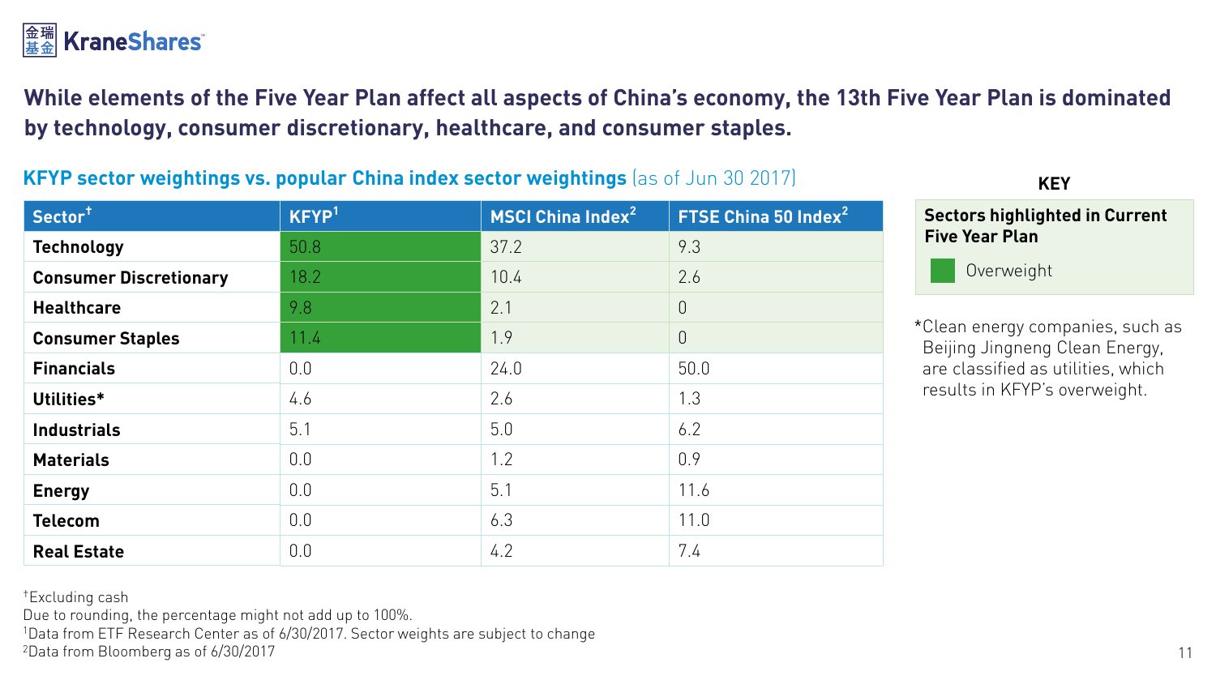**While elements of the Five Year Plan affect all aspects of China's economy, the 13th Five Year Plan is dominated by technology, consumer discretionary, healthcare, and consumer staples.**

**KFYP sector weightings vs. popular China index sector weightings** (as of Jun 30 2017)

| Sector† | KFYP[1] | MSCI China Index[2] | FTSE China 50 Index[2] |
|---|---|---|---|
| **Technology** | 50.8 | 37.2 | 9.3 |
| **Consumer Discretionary** | 18.2 | 10.4 | 2.6 |
| **Healthcare** | 9.8 | 2.1 | 0 |
| **Consumer Staples** | 11.4 | 1.9 | 0 |
| **Financials** | 0.0 | 24.0 | 50.0 |
| **Utilities*** | 4.6 | 2.6 | 1.3 |
| **Industrials** | 5.1 | 5.0 | 6.2 |
| **Materials** | 0.0 | 1.2 | 0.9 |
| **Energy** | 0.0 | 5.1 | 11.6 |
| **Telecom** | 0.0 | 6.3 | 11.0 |
| **Real Estate** | 0.0 | 4.2 | 7.4 |

**KEY**

**Sectors highlighted in Current Five Year Plan**

Overweight

*Clean energy companies, such as Beijing Jingneng Clean Energy, are classified as utilities, which results in KFYP's overweight.

†Excluding cash

Due to rounding, the percentage might not add up to 100%.

[1]Data from ETF Research Center as of 6/30/2017. Sector weights are subject to change

[2]Data from Bloomberg as of 6/30/2017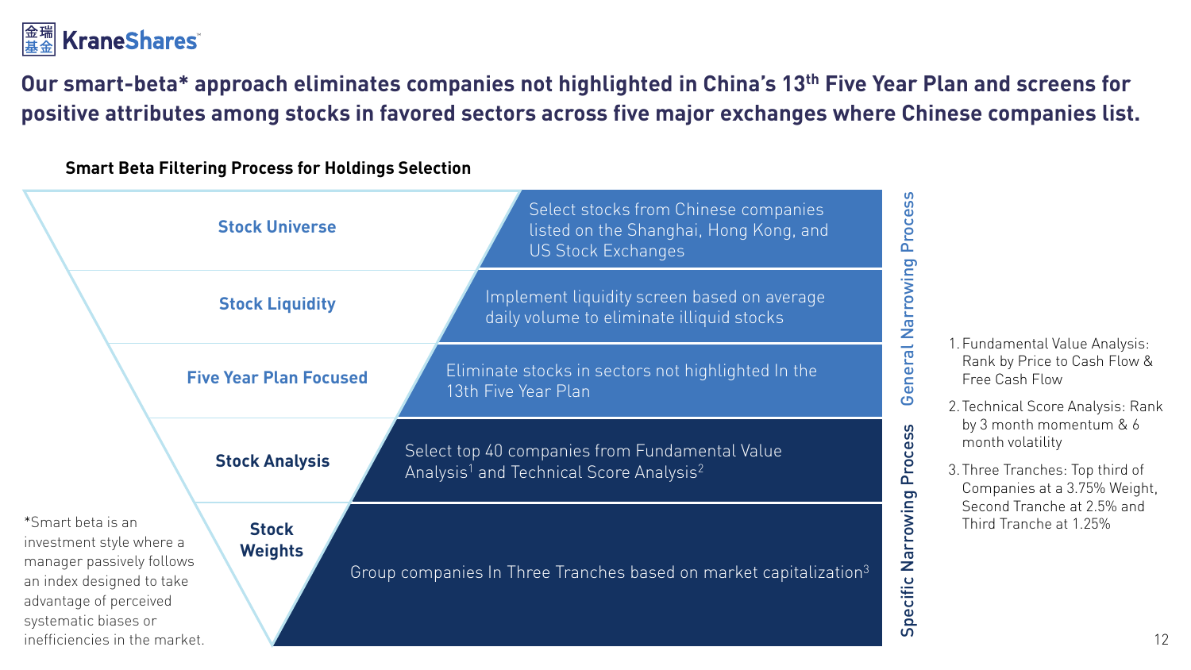## Our smart-beta* approach eliminates companies not highlighted in China's 13th Five Year Plan and screens for positive attributes among stocks in favored sectors across five major exchanges where Chinese companies list.

### Smart Beta Filtering Process for Holdings Selection

| Step | Description | Process |
|---|---|---|
| **Stock Universe** | Select stocks from Chinese companies listed on the Shanghai, Hong Kong, and US Stock Exchanges | General Narrowing Process |
| **Stock Liquidity** | Implement liquidity screen based on average daily volume to eliminate illiquid stocks | General Narrowing Process |
| **Five Year Plan Focused** | Eliminate stocks in sectors not highlighted In the 13th Five Year Plan | General Narrowing Process |
| **Stock Analysis** | Select top 40 companies from Fundamental Value Analysis[1] and Technical Score Analysis[2] | Specific Narrowing Process |
| **Stock Weights** | Group companies In Three Tranches based on market capitalization[3] | Specific Narrowing Process |

1. Fundamental Value Analysis: Rank by Price to Cash Flow & Free Cash Flow
2. Technical Score Analysis: Rank by 3 month momentum & 6 month volatility
3. Three Tranches: Top third of Companies at a 3.75% Weight, Second Tranche at 2.5% and Third Tranche at 1.25%

*Smart beta is an investment style where a manager passively follows an index designed to take advantage of perceived systematic biases or inefficiencies in the market.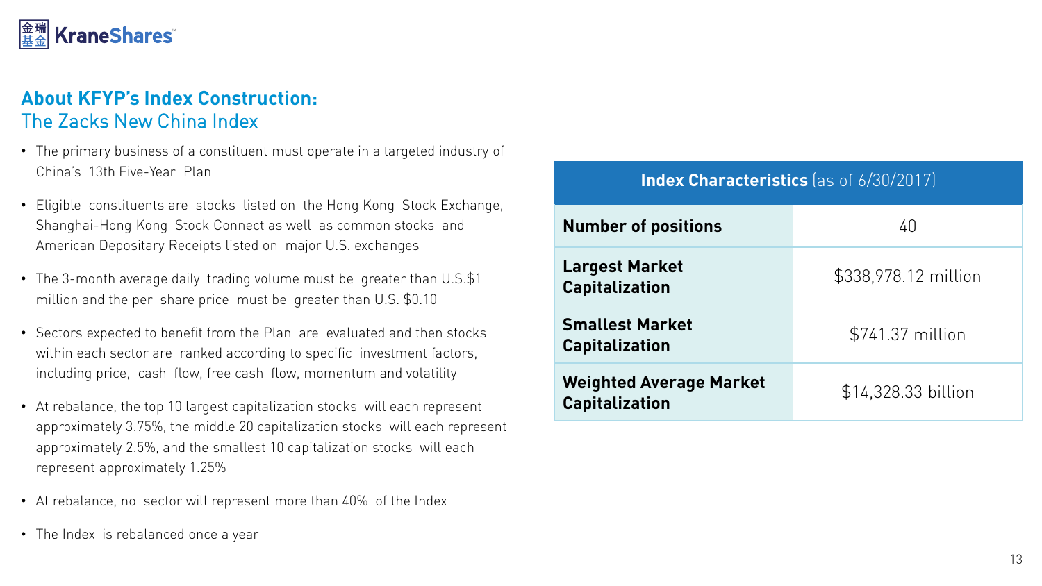## About KFYP's Index Construction:
### The Zacks New China Index

- The primary business of a constituent must operate in a targeted industry of China's 13th Five-Year Plan
- Eligible constituents are stocks listed on the Hong Kong Stock Exchange, Shanghai-Hong Kong Stock Connect as well as common stocks and American Depositary Receipts listed on major U.S. exchanges
- The 3-month average daily trading volume must be greater than U.S.$1 million and the per share price must be greater than U.S. $0.10
- Sectors expected to benefit from the Plan are evaluated and then stocks within each sector are ranked according to specific investment factors, including price, cash flow, free cash flow, momentum and volatility
- At rebalance, the top 10 largest capitalization stocks will each represent approximately 3.75%, the middle 20 capitalization stocks will each represent approximately 2.5%, and the smallest 10 capitalization stocks will each represent approximately 1.25%
- At rebalance, no sector will represent more than 40% of the Index
- The Index is rebalanced once a year

| **Index Characteristics** (as of 6/30/2017) | |
|---|---|
| **Number of positions** | 40 |
| **Largest Market Capitalization** | $338,978.12 million |
| **Smallest Market Capitalization** | $741.37 million |
| **Weighted Average Market Capitalization** | $14,328.33 billion |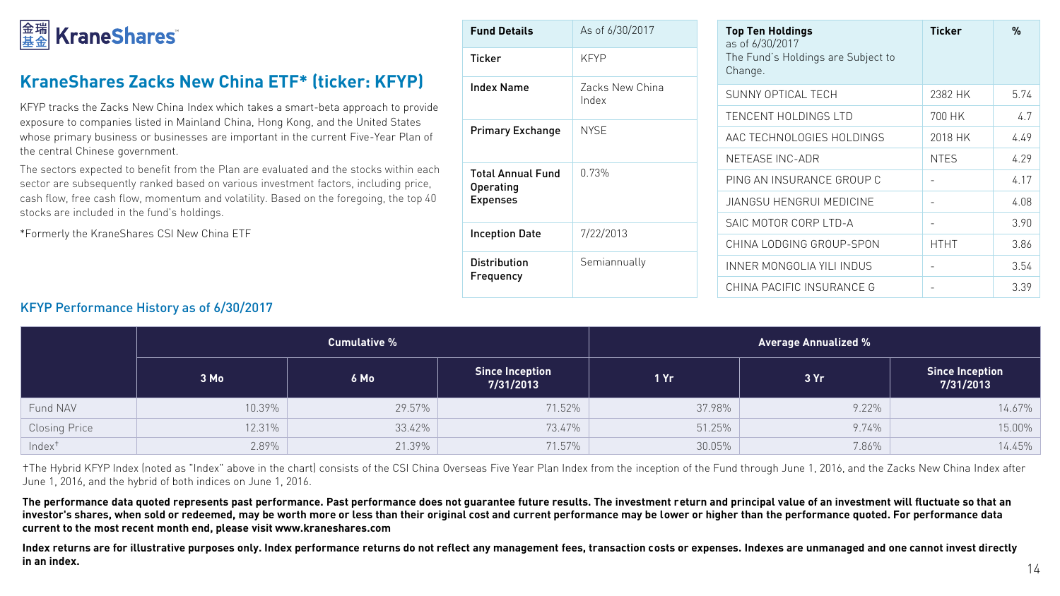**金瑞基金 KraneShares**

## KraneShares Zacks New China ETF* (ticker: KFYP)

KFYP tracks the Zacks New China Index which takes a smart-beta approach to provide exposure to companies listed in Mainland China, Hong Kong, and the United States whose primary business or businesses are important in the current Five-Year Plan of the central Chinese government.

The sectors expected to benefit from the Plan are evaluated and the stocks within each sector are subsequently ranked based on various investment factors, including price, cash flow, free cash flow, momentum and volatility. Based on the foregoing, the top 40 stocks are included in the fund's holdings.

*Formerly the KraneShares CSI New China ETF

| Fund Details | As of 6/30/2017 |
|---|---|
| Ticker | KFYP |
| Index Name | Zacks New China Index |
| Primary Exchange | NYSE |
| Total Annual Fund Operating Expenses | 0.73% |
| Inception Date | 7/22/2013 |
| Distribution Frequency | Semiannually |

| Top Ten Holdings as of 6/30/2017 The Fund's Holdings are Subject to Change. | Ticker | % |
|---|---|---|
| SUNNY OPTICAL TECH | 2382 HK | 5.74 |
| TENCENT HOLDINGS LTD | 700 HK | 4.7 |
| AAC TECHNOLOGIES HOLDINGS | 2018 HK | 4.49 |
| NETEASE INC-ADR | NTES | 4.29 |
| PING AN INSURANCE GROUP C | - | 4.17 |
| JIANGSU HENGRUI MEDICINE | - | 4.08 |
| SAIC MOTOR CORP LTD-A | - | 3.90 |
| CHINA LODGING GROUP-SPON | HTHT | 3.86 |
| INNER MONGOLIA YILI INDUS | - | 3.54 |
| CHINA PACIFIC INSURANCE G | - | 3.39 |

### KFYP Performance History as of 6/30/2017

| | Cumulative % | | | Average Annualized % | | |
|---|---|---|---|---|---|---|
| | 3 Mo | 6 Mo | Since Inception 7/31/2013 | 1 Yr | 3 Yr | Since Inception 7/31/2013 |
| Fund NAV | 10.39% | 29.57% | 71.52% | 37.98% | 9.22% | 14.67% |
| Closing Price | 12.31% | 33.42% | 73.47% | 51.25% | 9.74% | 15.00% |
| Index† | 2.89% | 21.39% | 71.57% | 30.05% | 7.86% | 14.45% |

†The Hybrid KFYP Index (noted as "Index" above in the chart) consists of the CSI China Overseas Five Year Plan Index from the inception of the Fund through June 1, 2016, and the Zacks New China Index after June 1, 2016, and the hybrid of both indices on June 1, 2016.

**The performance data quoted represents past performance. Past performance does not guarantee future results. The investment return and principal value of an investment will fluctuate so that an investor's shares, when sold or redeemed, may be worth more or less than their original cost and current performance may be lower or higher than the performance quoted. For performance data current to the most recent month end, please visit www.kraneshares.com**

**Index returns are for illustrative purposes only. Index performance returns do not reflect any management fees, transaction costs or expenses. Indexes are unmanaged and one cannot invest directly in an index.**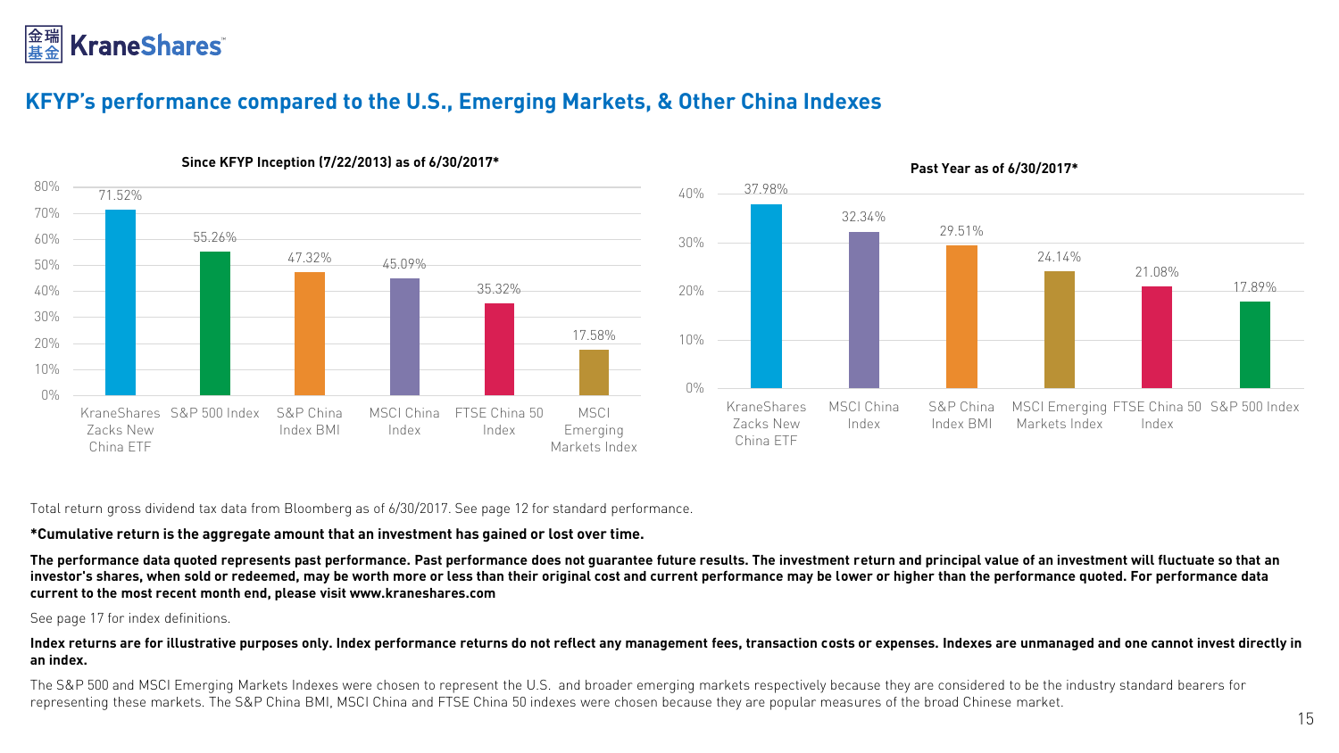## KFYP's performance compared to the U.S., Emerging Markets, & Other China Indexes

**Since KFYP Inception (7/22/2013) as of 6/30/2017***

| Fund/Index | Return |
|---|---|
| KraneShares Zacks New China ETF | 71.52% |
| S&P 500 Index | 55.26% |
| S&P China Index BMI | 47.32% |
| MSCI China Index | 45.09% |
| FTSE China 50 Index | 35.32% |
| MSCI Emerging Markets Index | 17.58% |

**Past Year as of 6/30/2017***

| Fund/Index | Return |
|---|---|
| KraneShares Zacks New China ETF | 37.98% |
| MSCI China Index | 32.34% |
| S&P China Index BMI | 29.51% |
| MSCI Emerging Markets Index | 24.14% |
| FTSE China 50 Index | 21.08% |
| S&P 500 Index | 17.89% |

Total return gross dividend tax data from Bloomberg as of 6/30/2017. See page 12 for standard performance.

**\*Cumulative return is the aggregate amount that an investment has gained or lost over time.**

**The performance data quoted represents past performance. Past performance does not guarantee future results. The investment return and principal value of an investment will fluctuate so that an investor's shares, when sold or redeemed, may be worth more or less than their original cost and current performance may be lower or higher than the performance quoted. For performance data current to the most recent month end, please visit www.kraneshares.com**

See page 17 for index definitions.

**Index returns are for illustrative purposes only. Index performance returns do not reflect any management fees, transaction costs or expenses. Indexes are unmanaged and one cannot invest directly in an index.**

The S&P 500 and MSCI Emerging Markets Indexes were chosen to represent the U.S. and broader emerging markets respectively because they are considered to be the industry standard bearers for representing these markets. The S&P China BMI, MSCI China and FTSE China 50 indexes were chosen because they are popular measures of the broad Chinese market.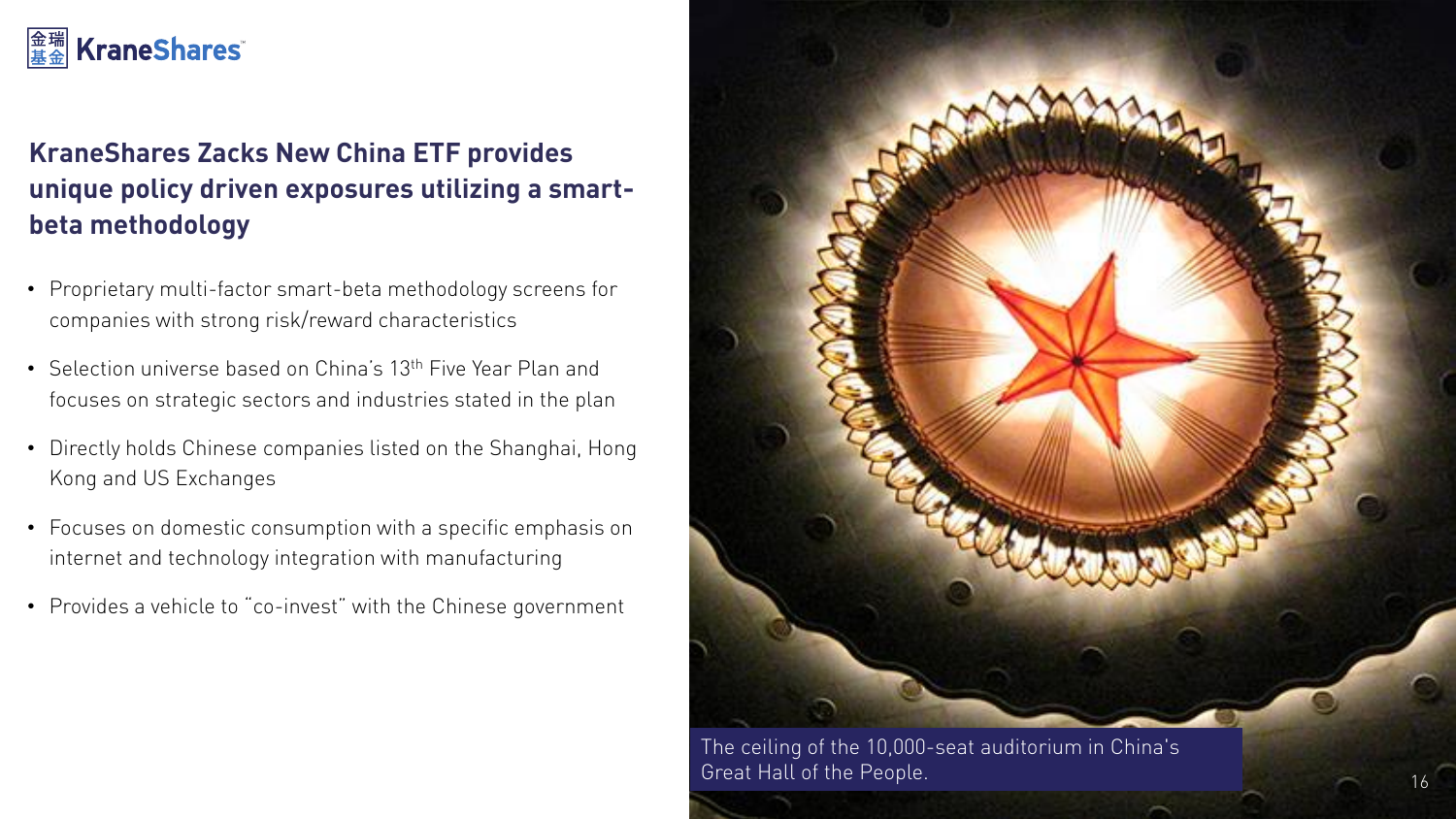# KraneShares Zacks New China ETF provides unique policy driven exposures utilizing a smart-beta methodology

- Proprietary multi-factor smart-beta methodology screens for companies with strong risk/reward characteristics
- Selection universe based on China's 13th Five Year Plan and focuses on strategic sectors and industries stated in the plan
- Directly holds Chinese companies listed on the Shanghai, Hong Kong and US Exchanges
- Focuses on domestic consumption with a specific emphasis on internet and technology integration with manufacturing
- Provides a vehicle to "co-invest" with the Chinese government

The ceiling of the 10,000-seat auditorium in China's Great Hall of the People.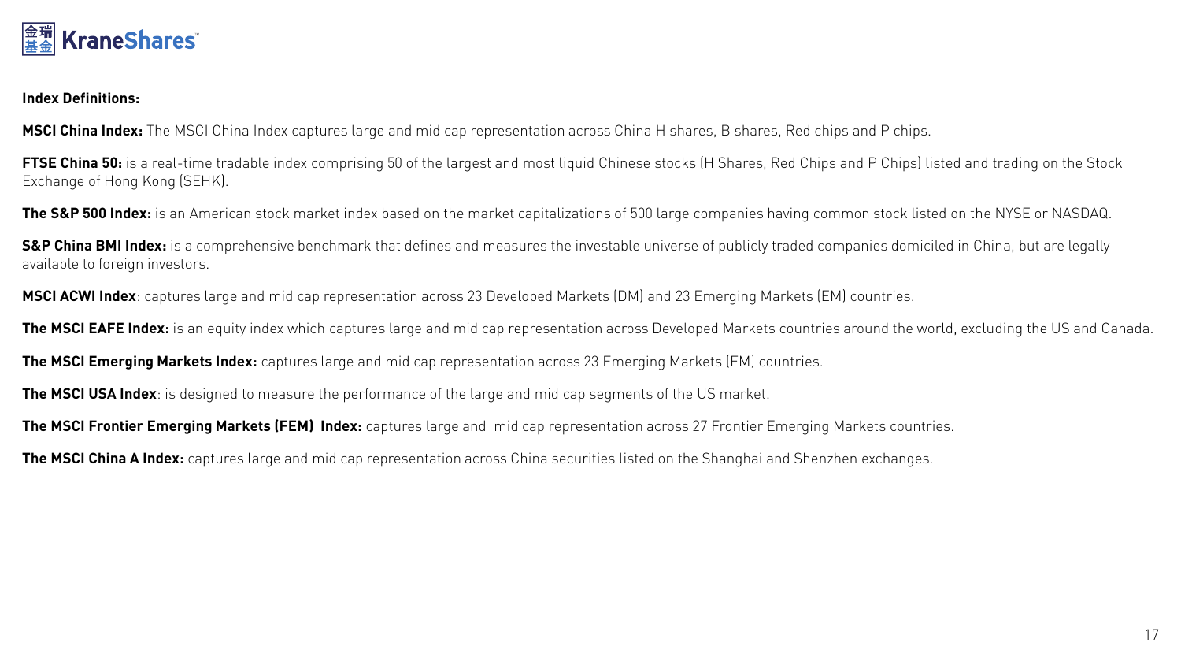**Index Definitions:**

**MSCI China Index:** The MSCI China Index captures large and mid cap representation across China H shares, B shares, Red chips and P chips.

**FTSE China 50:** is a real-time tradable index comprising 50 of the largest and most liquid Chinese stocks (H Shares, Red Chips and P Chips) listed and trading on the Stock Exchange of Hong Kong (SEHK).

**The S&P 500 Index:** is an American stock market index based on the market capitalizations of 500 large companies having common stock listed on the NYSE or NASDAQ.

**S&P China BMI Index:** is a comprehensive benchmark that defines and measures the investable universe of publicly traded companies domiciled in China, but are legally available to foreign investors.

**MSCI ACWI Index**: captures large and mid cap representation across 23 Developed Markets (DM) and 23 Emerging Markets (EM) countries.

**The MSCI EAFE Index:** is an equity index which captures large and mid cap representation across Developed Markets countries around the world, excluding the US and Canada.

**The MSCI Emerging Markets Index:** captures large and mid cap representation across 23 Emerging Markets (EM) countries.

**The MSCI USA Index**: is designed to measure the performance of the large and mid cap segments of the US market.

**The MSCI Frontier Emerging Markets (FEM) Index:** captures large and mid cap representation across 27 Frontier Emerging Markets countries.

**The MSCI China A Index:** captures large and mid cap representation across China securities listed on the Shanghai and Shenzhen exchanges.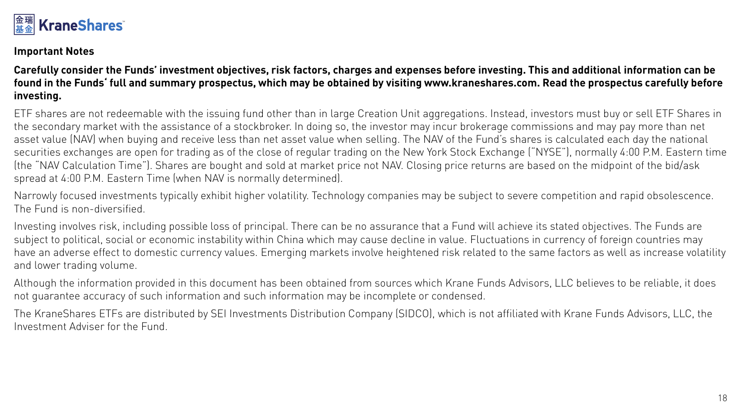**Important Notes**

**Carefully consider the Funds' investment objectives, risk factors, charges and expenses before investing. This and additional information can be found in the Funds' full and summary prospectus, which may be obtained by visiting www.kraneshares.com. Read the prospectus carefully before investing.**

ETF shares are not redeemable with the issuing fund other than in large Creation Unit aggregations. Instead, investors must buy or sell ETF Shares in the secondary market with the assistance of a stockbroker. In doing so, the investor may incur brokerage commissions and may pay more than net asset value (NAV) when buying and receive less than net asset value when selling. The NAV of the Fund's shares is calculated each day the national securities exchanges are open for trading as of the close of regular trading on the New York Stock Exchange ("NYSE"), normally 4:00 P.M. Eastern time (the "NAV Calculation Time"). Shares are bought and sold at market price not NAV. Closing price returns are based on the midpoint of the bid/ask spread at 4:00 P.M. Eastern Time (when NAV is normally determined).

Narrowly focused investments typically exhibit higher volatility. Technology companies may be subject to severe competition and rapid obsolescence. The Fund is non-diversified.

Investing involves risk, including possible loss of principal. There can be no assurance that a Fund will achieve its stated objectives. The Funds are subject to political, social or economic instability within China which may cause decline in value. Fluctuations in currency of foreign countries may have an adverse effect to domestic currency values. Emerging markets involve heightened risk related to the same factors as well as increase volatility and lower trading volume.

Although the information provided in this document has been obtained from sources which Krane Funds Advisors, LLC believes to be reliable, it does not guarantee accuracy of such information and such information may be incomplete or condensed.

The KraneShares ETFs are distributed by SEI Investments Distribution Company (SIDCO), which is not affiliated with Krane Funds Advisors, LLC, the Investment Adviser for the Fund.